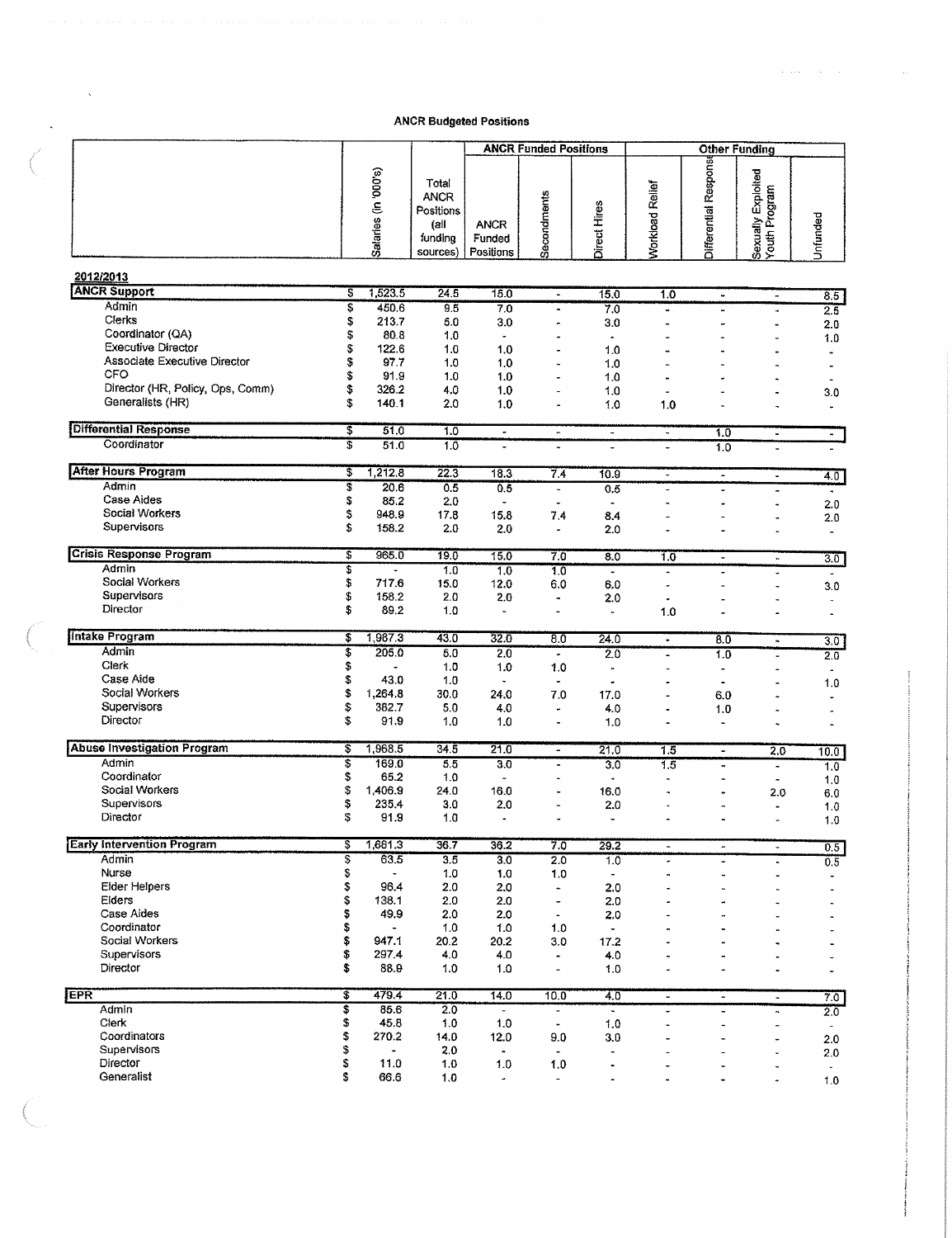# ANCR Budgeted Positions

| | Salaries (in '000's) | Total ANCR Positions (all funding sources) | ANCR Funded Positions | | | Other Funding | | | |
|---|---|---|---|---|---|---|---|---|---|
| | | | ANCR Funded Positions | Secondments | Direct Hires | Workload Relief | Differential Response | Sexually Exploited Youth Program | Unfunded |
| **2012/2013** | | | | | | | | | |
| **ANCR Support** | $ 1,523.5 | 24.5 | 15.0 | - | 15.0 | 1.0 | - | - | 8.5 |
| Admin | $ 450.6 | 9.5 | 7.0 | - | 7.0 | - | - | - | 2.5 |
| Clerks | $ 213.7 | 5.0 | 3.0 | - | 3.0 | - | - | - | 2.0 |
| Coordinator (QA) | $ 80.8 | 1.0 | - | - | - | - | - | - | 1.0 |
| Executive Director | $ 122.6 | 1.0 | 1.0 | - | 1.0 | - | - | - | - |
| Associate Executive Director | $ 97.7 | 1.0 | 1.0 | - | 1.0 | - | - | - | - |
| CFO | $ 91.9 | 1.0 | 1.0 | - | 1.0 | - | - | - | - |
| Director (HR, Policy, Ops, Comm) | $ 326.2 | 4.0 | 1.0 | - | 1.0 | - | - | - | 3.0 |
| Generalists (HR) | $ 140.1 | 2.0 | 1.0 | - | 1.0 | 1.0 | - | - | - |
| **Differential Response** | $ 51.0 | 1.0 | - | - | - | - | 1.0 | - | - |
| Coordinator | $ 51.0 | 1.0 | - | - | - | - | 1.0 | - | - |
| **After Hours Program** | $ 1,212.8 | 22.3 | 18.3 | 7.4 | 10.9 | - | - | - | 4.0 |
| Admin | $ 20.6 | 0.5 | 0.5 | - | 0.5 | - | - | - | - |
| Case Aides | $ 85.2 | 2.0 | - | - | - | - | - | - | 2.0 |
| Social Workers | $ 948.9 | 17.8 | 15.8 | 7.4 | 8.4 | - | - | - | 2.0 |
| Supervisors | $ 158.2 | 2.0 | 2.0 | - | 2.0 | - | - | - | - |
| **Crisis Response Program** | $ 965.0 | 19.0 | 15.0 | 7.0 | 8.0 | 1.0 | - | - | 3.0 |
| Admin | $ - | 1.0 | 1.0 | 1.0 | - | - | - | - | - |
| Social Workers | $ 717.6 | 15.0 | 12.0 | 6.0 | 6.0 | - | - | - | 3.0 |
| Supervisors | $ 158.2 | 2.0 | 2.0 | - | 2.0 | - | - | - | - |
| Director | $ 89.2 | 1.0 | - | - | - | 1.0 | - | - | - |
| **Intake Program** | $ 1,987.3 | 43.0 | 32.0 | 8.0 | 24.0 | - | 8.0 | - | 3.0 |
| Admin | $ 205.0 | 5.0 | 2.0 | - | 2.0 | - | 1.0 | - | 2.0 |
| Clerk | $ - | 1.0 | 1.0 | 1.0 | - | - | - | - | - |
| Case Aide | $ 43.0 | 1.0 | - | - | - | - | - | - | 1.0 |
| Social Workers | $ 1,264.8 | 30.0 | 24.0 | 7.0 | 17.0 | - | 6.0 | - | - |
| Supervisors | $ 382.7 | 5.0 | 4.0 | - | 4.0 | - | 1.0 | - | - |
| Director | $ 91.9 | 1.0 | 1.0 | - | 1.0 | - | - | - | - |
| **Abuse Investigation Program** | $ 1,968.5 | 34.5 | 21.0 | - | 21.0 | 1.5 | - | 2.0 | 10.0 |
| Admin | $ 169.0 | 5.5 | 3.0 | - | 3.0 | 1.5 | - | - | 1.0 |
| Coordinator | $ 65.2 | 1.0 | - | - | - | - | - | - | 1.0 |
| Social Workers | $ 1,406.9 | 24.0 | 16.0 | - | 16.0 | - | - | 2.0 | 6.0 |
| Supervisors | $ 235.4 | 3.0 | 2.0 | - | 2.0 | - | - | - | 1.0 |
| Director | $ 91.9 | 1.0 | - | - | - | - | - | - | 1.0 |
| **Early Intervention Program** | $ 1,681.3 | 36.7 | 36.2 | 7.0 | 29.2 | - | - | - | 0.5 |
| Admin | $ 63.5 | 3.5 | 3.0 | 2.0 | 1.0 | - | - | - | 0.5 |
| Nurse | $ - | 1.0 | 1.0 | 1.0 | - | - | - | - | - |
| Elder Helpers | $ 96.4 | 2.0 | 2.0 | - | 2.0 | - | - | - | - |
| Elders | $ 138.1 | 2.0 | 2.0 | - | 2.0 | - | - | - | - |
| Case Aides | $ 49.9 | 2.0 | 2.0 | - | 2.0 | - | - | - | - |
| Coordinator | $ - | 1.0 | 1.0 | 1.0 | - | - | - | - | - |
| Social Workers | $ 947.1 | 20.2 | 20.2 | 3.0 | 17.2 | - | - | - | - |
| Supervisors | $ 297.4 | 4.0 | 4.0 | - | 4.0 | - | - | - | - |
| Director | $ 88.9 | 1.0 | 1.0 | - | 1.0 | - | - | - | - |
| **EPR** | $ 479.4 | 21.0 | 14.0 | 10.0 | 4.0 | - | - | - | 7.0 |
| Admin | $ 85.6 | 2.0 | - | - | - | - | - | - | 2.0 |
| Clerk | $ 45.8 | 1.0 | 1.0 | - | 1.0 | - | - | - | - |
| Coordinators | $ 270.2 | 14.0 | 12.0 | 9.0 | 3.0 | - | - | - | 2.0 |
| Supervisors | $ - | 2.0 | - | - | - | - | - | - | 2.0 |
| Director | $ 11.0 | 1.0 | 1.0 | 1.0 | - | - | - | - | - |
| Generalist | $ 66.6 | 1.0 | - | - | - | - | - | - | 1.0 |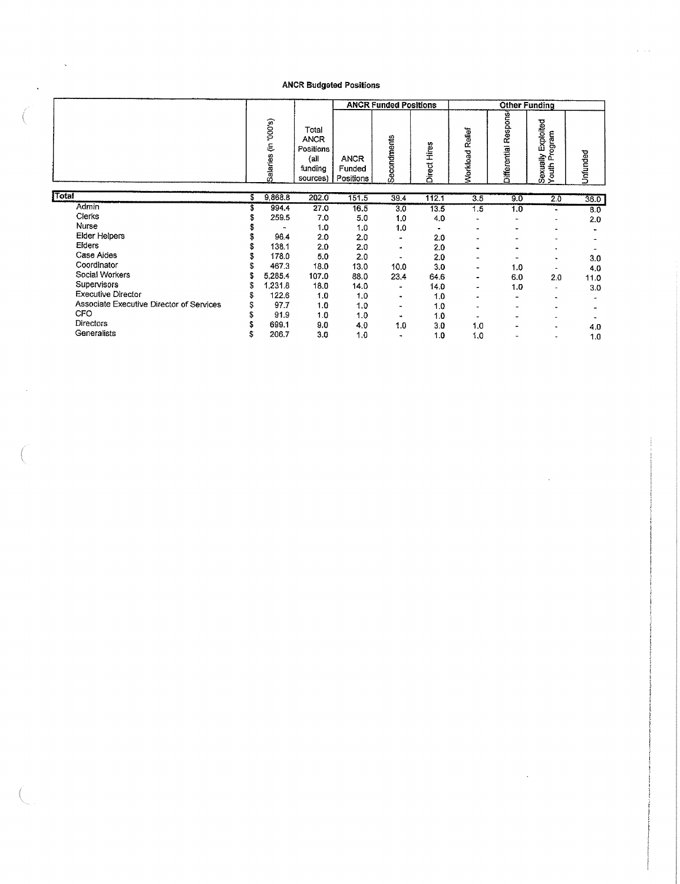## ANCR Budgeted Positions

| | Salaries (in '000's) | Total ANCR Positions (all funding sources) | ANCR Funded Positions | | | Other Funding | | | |
|---|---|---|---|---|---|---|---|---|---|
| | | | ANCR Funded Positions | Secondments | Direct Hires | Workload Relief | Differential Response | Sexually Exploited Youth Program | Unfunded |
| **Total** | $ 9,868.8 | 202.0 | 151.5 | 39.4 | 112.1 | 3.5 | 9.0 | 2.0 | 36.0 |
| Admin | $ 994.4 | 27.0 | 16.5 | 3.0 | 13.5 | 1.5 | 1.0 | - | 8.0 |
| Clerks | $ 259.5 | 7.0 | 5.0 | 1.0 | 4.0 | - | - | - | 2.0 |
| Nurse | $ - | 1.0 | 1.0 | 1.0 | - | - | - | - | - |
| Elder Helpers | $ 96.4 | 2.0 | 2.0 | - | 2.0 | - | - | - | - |
| Elders | $ 138.1 | 2.0 | 2.0 | - | 2.0 | - | - | - | - |
| Case Aides | $ 178.0 | 5.0 | 2.0 | - | 2.0 | - | - | - | 3.0 |
| Coordinator | $ 467.3 | 18.0 | 13.0 | 10.0 | 3.0 | - | 1.0 | - | 4.0 |
| Social Workers | $ 5,285.4 | 107.0 | 88.0 | 23.4 | 64.6 | - | 6.0 | 2.0 | 11.0 |
| Supervisors | $ 1,231.8 | 18.0 | 14.0 | - | 14.0 | - | 1.0 | - | 3.0 |
| Executive Director | $ 122.6 | 1.0 | 1.0 | - | 1.0 | - | - | - | - |
| Associate Executive Director of Services | $ 97.7 | 1.0 | 1.0 | - | 1.0 | - | - | - | - |
| CFO | $ 91.9 | 1.0 | 1.0 | - | 1.0 | - | - | - | - |
| Directors | $ 699.1 | 9.0 | 4.0 | 1.0 | 3.0 | 1.0 | - | - | 4.0 |
| Generalists | $ 206.7 | 3.0 | 1.0 | - | 1.0 | 1.0 | - | - | 1.0 |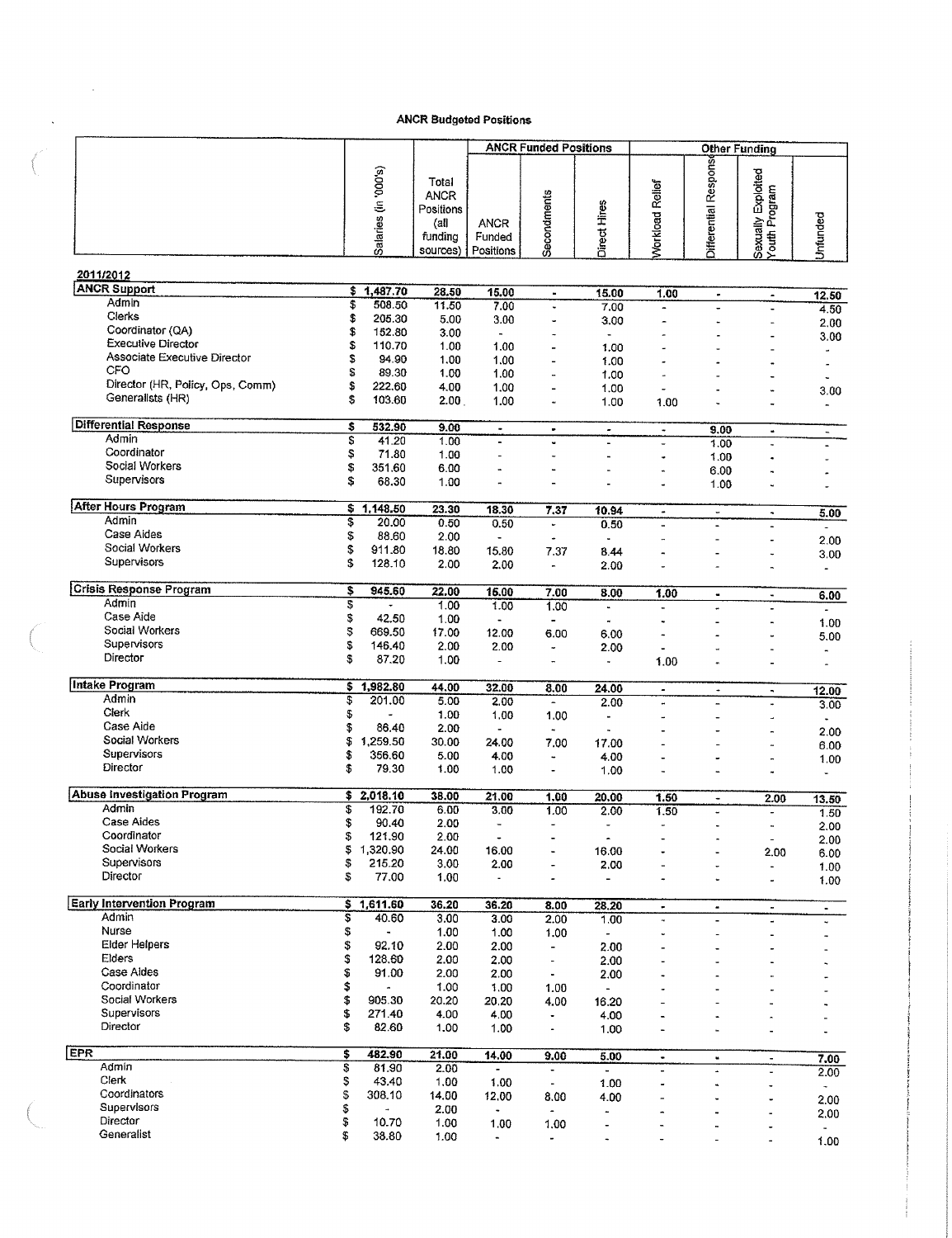# ANCR Budgeted Positions

| | Salaries (in '000's) | Total ANCR Positions (all funding sources) | ANCR Funded Positions | | | Other Funding | | | |
|---|---|---|---|---|---|---|---|---|---|
| | | | ANCR Funded Positions | Secondments | Direct Hires | Workload Relief | Differential Response | Sexually Exploited Youth Program | Unfunded |
| **2011/2012** | | | | | | | | | |
| **ANCR Support** | $ 1,487.70 | 28.50 | 15.00 | - | 15.00 | 1.00 | - | - | 12.50 |
| Admin | $ 508.50 | 11.50 | 7.00 | - | 7.00 | - | - | - | 4.50 |
| Clerks | $ 205.30 | 5.00 | 3.00 | - | 3.00 | - | - | - | 2.00 |
| Coordinator (QA) | $ 152.80 | 3.00 | - | - | - | - | - | - | 3.00 |
| Executive Director | $ 110.70 | 1.00 | 1.00 | - | 1.00 | - | - | - | - |
| Associate Executive Director | $ 94.90 | 1.00 | 1.00 | - | 1.00 | - | - | - | - |
| CFO | $ 89.30 | 1.00 | 1.00 | - | 1.00 | - | - | - | - |
| Director (HR, Policy, Ops, Comm) | $ 222.60 | 4.00 | 1.00 | - | 1.00 | - | - | - | 3.00 |
| Generalists (HR) | $ 103.60 | 2.00 | 1.00 | - | 1.00 | 1.00 | - | - | - |
| **Differential Response** | $ 532.90 | 9.00 | - | - | - | - | 9.00 | - | - |
| Admin | $ 41.20 | 1.00 | - | - | - | - | 1.00 | - | - |
| Coordinator | $ 71.80 | 1.00 | - | - | - | - | 1.00 | - | - |
| Social Workers | $ 351.60 | 6.00 | - | - | - | - | 6.00 | - | - |
| Supervisors | $ 68.30 | 1.00 | - | - | - | - | 1.00 | - | - |
| **After Hours Program** | $ 1,148.50 | 23.30 | 18.30 | 7.37 | 10.94 | - | - | - | 5.00 |
| Admin | $ 20.00 | 0.50 | 0.50 | - | 0.50 | - | - | - | - |
| Case Aides | $ 88.60 | 2.00 | - | - | - | - | - | - | 2.00 |
| Social Workers | $ 911.80 | 18.80 | 15.80 | 7.37 | 8.44 | - | - | - | 3.00 |
| Supervisors | $ 128.10 | 2.00 | 2.00 | - | 2.00 | - | - | - | - |
| **Crisis Response Program** | $ 945.60 | 22.00 | 15.00 | 7.00 | 8.00 | 1.00 | - | - | 6.00 |
| Admin | $ - | 1.00 | 1.00 | 1.00 | - | - | - | - | - |
| Case Aide | $ 42.50 | 1.00 | - | - | - | - | - | - | 1.00 |
| Social Workers | $ 669.50 | 17.00 | 12.00 | 6.00 | 6.00 | - | - | - | 5.00 |
| Supervisors | $ 146.40 | 2.00 | 2.00 | - | 2.00 | - | - | - | - |
| Director | $ 87.20 | 1.00 | - | - | - | 1.00 | - | - | - |
| **Intake Program** | $ 1,982.80 | 44.00 | 32.00 | 8.00 | 24.00 | - | - | - | 12.00 |
| Admin | $ 201.00 | 5.00 | 2.00 | - | 2.00 | - | - | - | 3.00 |
| Clerk | $ - | 1.00 | 1.00 | 1.00 | - | - | - | - | - |
| Case Aide | $ 86.40 | 2.00 | - | - | - | - | - | - | 2.00 |
| Social Workers | $ 1,259.50 | 30.00 | 24.00 | 7.00 | 17.00 | - | - | - | 6.00 |
| Supervisors | $ 356.60 | 5.00 | 4.00 | - | 4.00 | - | - | - | 1.00 |
| Director | $ 79.30 | 1.00 | 1.00 | - | 1.00 | - | - | - | - |
| **Abuse Investigation Program** | $ 2,018.10 | 38.00 | 21.00 | 1.00 | 20.00 | 1.50 | - | 2.00 | 13.50 |
| Admin | $ 192.70 | 6.00 | 3.00 | 1.00 | 2.00 | 1.50 | - | - | 1.50 |
| Case Aides | $ 90.40 | 2.00 | - | - | - | - | - | - | 2.00 |
| Coordinator | $ 121.90 | 2.00 | - | - | - | - | - | - | 2.00 |
| Social Workers | $ 1,320.90 | 24.00 | 16.00 | - | 16.00 | - | - | 2.00 | 6.00 |
| Supervisors | $ 215.20 | 3.00 | 2.00 | - | 2.00 | - | - | - | 1.00 |
| Director | $ 77.00 | 1.00 | - | - | - | - | - | - | 1.00 |
| **Early Intervention Program** | $ 1,611.60 | 36.20 | 36.20 | 8.00 | 28.20 | - | - | - | - |
| Admin | $ 40.60 | 3.00 | 3.00 | 2.00 | 1.00 | - | - | - | - |
| Nurse | $ - | 1.00 | 1.00 | 1.00 | - | - | - | - | - |
| Elder Helpers | $ 92.10 | 2.00 | 2.00 | - | 2.00 | - | - | - | - |
| Elders | $ 128.60 | 2.00 | 2.00 | - | 2.00 | - | - | - | - |
| Case Aides | $ 91.00 | 2.00 | 2.00 | - | 2.00 | - | - | - | - |
| Coordinator | $ - | 1.00 | 1.00 | 1.00 | - | - | - | - | - |
| Social Workers | $ 905.30 | 20.20 | 20.20 | 4.00 | 16.20 | - | - | - | - |
| Supervisors | $ 271.40 | 4.00 | 4.00 | - | 4.00 | - | - | - | - |
| Director | $ 82.60 | 1.00 | 1.00 | - | 1.00 | - | - | - | - |
| **EPR** | $ 482.90 | 21.00 | 14.00 | 9.00 | 5.00 | - | - | - | 7.00 |
| Admin | $ 81.90 | 2.00 | - | - | - | - | - | - | 2.00 |
| Clerk | $ 43.40 | 1.00 | 1.00 | - | 1.00 | - | - | - | - |
| Coordinators | $ 308.10 | 14.00 | 12.00 | 8.00 | 4.00 | - | - | - | 2.00 |
| Supervisors | $ - | 2.00 | - | - | - | - | - | - | 2.00 |
| Director | $ 10.70 | 1.00 | 1.00 | 1.00 | - | - | - | - | - |
| Generalist | $ 38.80 | 1.00 | - | - | - | - | - | - | 1.00 |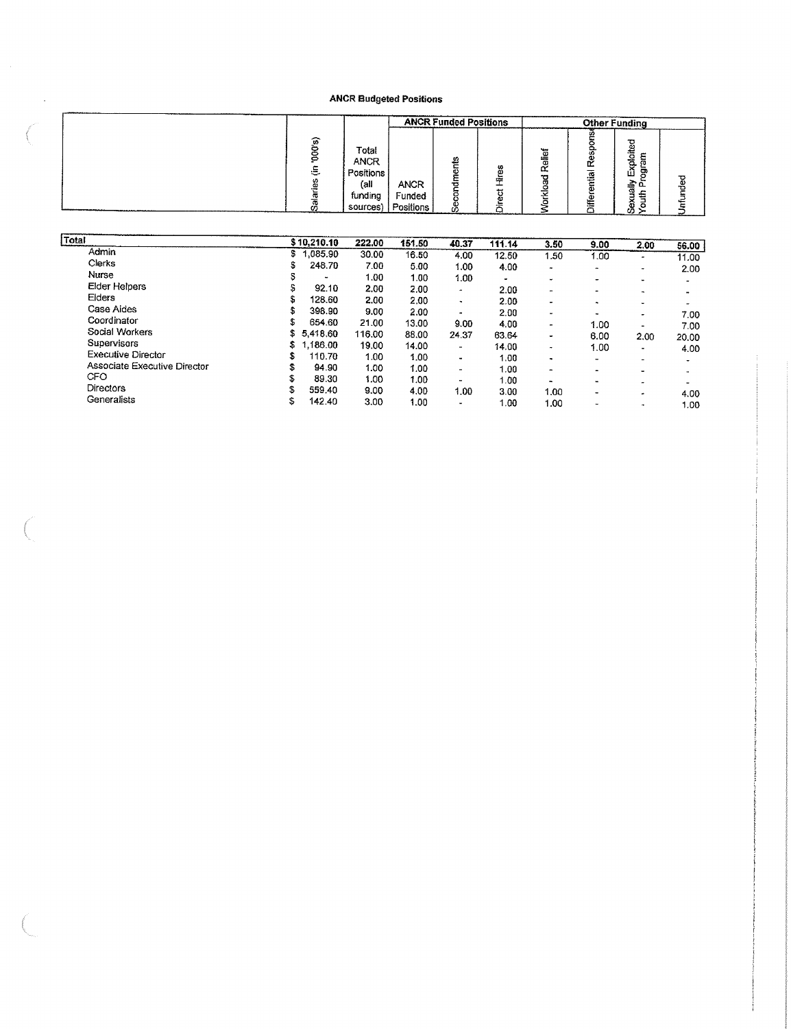# ANCR Budgeted Positions

| | Salaries (in '000's) | Total ANCR Positions (all funding sources) | ANCR Funded Positions | | | Other Funding | | | |
|---|---|---|---|---|---|---|---|---|---|
| | | | ANCR Funded Positions | Secondments | Direct Hires | Workload Relief | Differential Response | Sexually Exploited Youth Program | Unfunded |
| **Total** | **$ 10,210.10** | **222.00** | **151.50** | **40.37** | **111.14** | **3.50** | **9.00** | **2.00** | **56.00** |
| Admin | $ 1,085.90 | 30.00 | 16.50 | 4.00 | 12.50 | 1.50 | 1.00 | - | 11.00 |
| Clerks | $ 248.70 | 7.00 | 5.00 | 1.00 | 4.00 | - | - | - | 2.00 |
| Nurse | $ - | 1.00 | 1.00 | 1.00 | - | - | - | - | |
| Elder Helpers | $ 92.10 | 2.00 | 2.00 | - | 2.00 | - | - | - | - |
| Elders | $ 128.60 | 2.00 | 2.00 | - | 2.00 | - | - | - | - |
| Case Aides | $ 398.90 | 9.00 | 2.00 | - | 2.00 | - | - | - | 7.00 |
| Coordinator | $ 654.60 | 21.00 | 13.00 | 9.00 | 4.00 | - | 1.00 | - | 7.00 |
| Social Workers | $ 5,418.60 | 116.00 | 88.00 | 24.37 | 63.64 | - | 6.00 | 2.00 | 20.00 |
| Supervisors | $ 1,186.00 | 19.00 | 14.00 | - | 14.00 | - | 1.00 | - | 4.00 |
| Executive Director | $ 110.70 | 1.00 | 1.00 | - | 1.00 | - | - | - | - |
| Associate Executive Director | $ 94.90 | 1.00 | 1.00 | - | 1.00 | - | - | - | - |
| CFO | $ 89.30 | 1.00 | 1.00 | - | 1.00 | - | - | - | - |
| Directors | $ 559.40 | 9.00 | 4.00 | 1.00 | 3.00 | 1.00 | - | - | 4.00 |
| Generalists | $ 142.40 | 3.00 | 1.00 | - | 1.00 | 1.00 | - | - | 1.00 |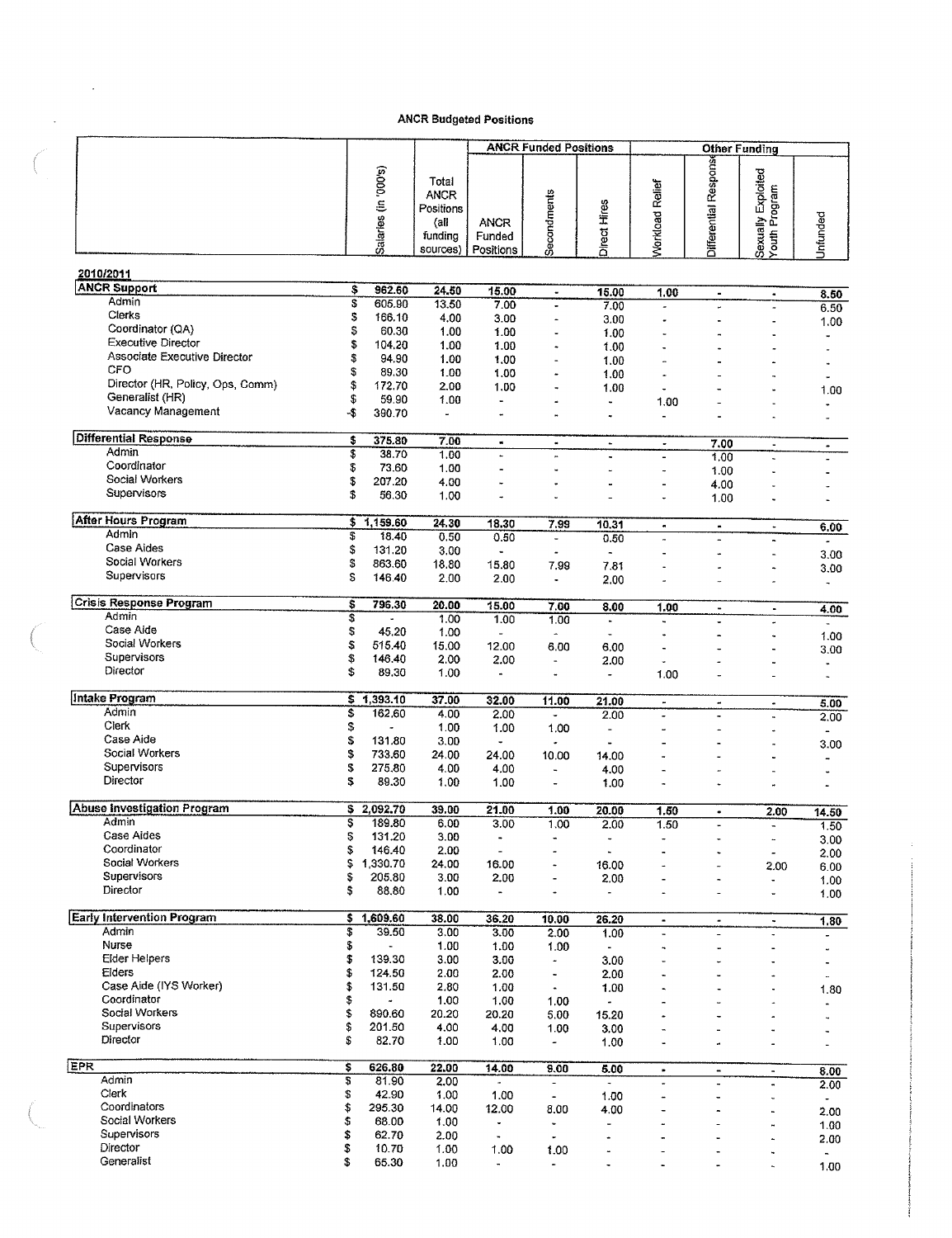## ANCR Budgeted Positions

| | Salaries (in '000's) | Total ANCR Positions (all funding sources) | ANCR Funded Positions | | | Other Funding | | | |
|---|---|---|---|---|---|---|---|---|---|
| | | | ANCR Funded Positions | Secondments | Direct Hires | Workload Relief | Differential Response | Sexually Exploited Youth Program | Unfunded |
| **2010/2011** | | | | | | | | | |
| **ANCR Support** | $ 962.60 | 24.50 | 15.00 | - | 15.00 | 1.00 | - | - | 8.50 |
| Admin | $ 605.90 | 13.50 | 7.00 | - | 7.00 | - | - | - | 6.50 |
| Clerks | $ 166.10 | 4.00 | 3.00 | - | 3.00 | - | - | - | 1.00 |
| Coordinator (QA) | $ 60.30 | 1.00 | 1.00 | - | 1.00 | - | - | - | - |
| Executive Director | $ 104.20 | 1.00 | 1.00 | - | 1.00 | - | - | - | - |
| Associate Executive Director | $ 94.90 | 1.00 | 1.00 | - | 1.00 | - | - | - | - |
| CFO | $ 89.30 | 1.00 | 1.00 | - | 1.00 | - | - | - | - |
| Director (HR, Policy, Ops, Comm) | $ 172.70 | 2.00 | 1.00 | - | 1.00 | - | - | - | 1.00 |
| Generalist (HR) | $ 59.90 | 1.00 | - | - | - | 1.00 | - | - | - |
| Vacancy Management | -$ 390.70 | - | - | - | - | - | - | - | - |
| **Differential Response** | $ 375.80 | 7.00 | - | - | - | - | 7.00 | - | - |
| Admin | $ 38.70 | 1.00 | - | - | - | - | 1.00 | - | - |
| Coordinator | $ 73.60 | 1.00 | - | - | - | - | 1.00 | - | - |
| Social Workers | $ 207.20 | 4.00 | - | - | - | - | 4.00 | - | - |
| Supervisors | $ 56.30 | 1.00 | - | - | - | - | 1.00 | - | - |
| **After Hours Program** | $ 1,159.60 | 24.30 | 18.30 | 7.99 | 10.31 | - | - | - | 6.00 |
| Admin | $ 18.40 | 0.50 | 0.50 | - | 0.50 | - | - | - | - |
| Case Aides | $ 131.20 | 3.00 | - | - | - | - | - | - | 3.00 |
| Social Workers | $ 863.60 | 18.80 | 15.80 | 7.99 | 7.81 | - | - | - | 3.00 |
| Supervisors | $ 146.40 | 2.00 | 2.00 | - | 2.00 | - | - | - | - |
| **Crisis Response Program** | $ 796.30 | 20.00 | 15.00 | 7.00 | 8.00 | 1.00 | - | - | 4.00 |
| Admin | $ - | 1.00 | 1.00 | 1.00 | - | - | - | - | - |
| Case Aide | $ 45.20 | 1.00 | - | - | - | - | - | - | 1.00 |
| Social Workers | $ 515.40 | 15.00 | 12.00 | 6.00 | 6.00 | - | - | - | 3.00 |
| Supervisors | $ 146.40 | 2.00 | 2.00 | - | 2.00 | - | - | - | - |
| Director | $ 89.30 | 1.00 | - | - | - | 1.00 | - | - | - |
| **Intake Program** | $ 1,393.10 | 37.00 | 32.00 | 11.00 | 21.00 | - | - | - | 5.00 |
| Admin | $ 162.60 | 4.00 | 2.00 | - | 2.00 | - | - | - | 2.00 |
| Clerk | $ - | 1.00 | 1.00 | 1.00 | - | - | - | - | - |
| Case Aide | $ 131.80 | 3.00 | - | - | - | - | - | - | 3.00 |
| Social Workers | $ 733.60 | 24.00 | 24.00 | 10.00 | 14.00 | - | - | - | - |
| Supervisors | $ 275.80 | 4.00 | 4.00 | - | 4.00 | - | - | - | - |
| Director | $ 89.30 | 1.00 | 1.00 | - | 1.00 | - | - | - | - |
| **Abuse Investigation Program** | $ 2,092.70 | 39.00 | 21.00 | 1.00 | 20.00 | 1.50 | - | 2.00 | 14.50 |
| Admin | $ 189.80 | 6.00 | 3.00 | 1.00 | 2.00 | 1.50 | - | - | 1.50 |
| Case Aides | $ 131.20 | 3.00 | - | - | - | - | - | - | 3.00 |
| Coordinator | $ 146.40 | 2.00 | - | - | - | - | - | - | 2.00 |
| Social Workers | $ 1,330.70 | 24.00 | 16.00 | - | 16.00 | - | - | 2.00 | 6.00 |
| Supervisors | $ 205.80 | 3.00 | 2.00 | - | 2.00 | - | - | - | 1.00 |
| Director | $ 88.80 | 1.00 | - | - | - | - | - | - | 1.00 |
| **Early Intervention Program** | $ 1,609.60 | 38.00 | 36.20 | 10.00 | 26.20 | - | - | - | 1.80 |
| Admin | $ 39.50 | 3.00 | 3.00 | 2.00 | 1.00 | - | - | - | - |
| Nurse | $ - | 1.00 | 1.00 | 1.00 | - | - | - | - | - |
| Elder Helpers | $ 139.30 | 3.00 | 3.00 | - | 3.00 | - | - | - | - |
| Elders | $ 124.50 | 2.00 | 2.00 | - | 2.00 | - | - | - | - |
| Case Aide (IYS Worker) | $ 131.50 | 2.80 | 1.00 | - | 1.00 | - | - | - | 1.80 |
| Coordinator | $ - | 1.00 | 1.00 | 1.00 | - | - | - | - | - |
| Social Workers | $ 890.60 | 20.20 | 20.20 | 5.00 | 15.20 | - | - | - | - |
| Supervisors | $ 201.50 | 4.00 | 4.00 | 1.00 | 3.00 | - | - | - | - |
| Director | $ 82.70 | 1.00 | 1.00 | - | 1.00 | - | - | - | - |
| **EPR** | $ 626.80 | 22.00 | 14.00 | 9.00 | 5.00 | - | - | - | 8.00 |
| Admin | $ 81.90 | 2.00 | - | - | - | - | - | - | 2.00 |
| Clerk | $ 42.90 | 1.00 | 1.00 | - | 1.00 | - | - | - | - |
| Coordinators | $ 295.30 | 14.00 | 12.00 | 8.00 | 4.00 | - | - | - | 2.00 |
| Social Workers | $ 68.00 | 1.00 | - | - | - | - | - | - | 1.00 |
| Supervisors | $ 62.70 | 2.00 | - | - | - | - | - | - | 2.00 |
| Director | $ 10.70 | 1.00 | 1.00 | 1.00 | - | - | - | - | - |
| Generalist | $ 65.30 | 1.00 | - | - | - | - | - | - | 1.00 |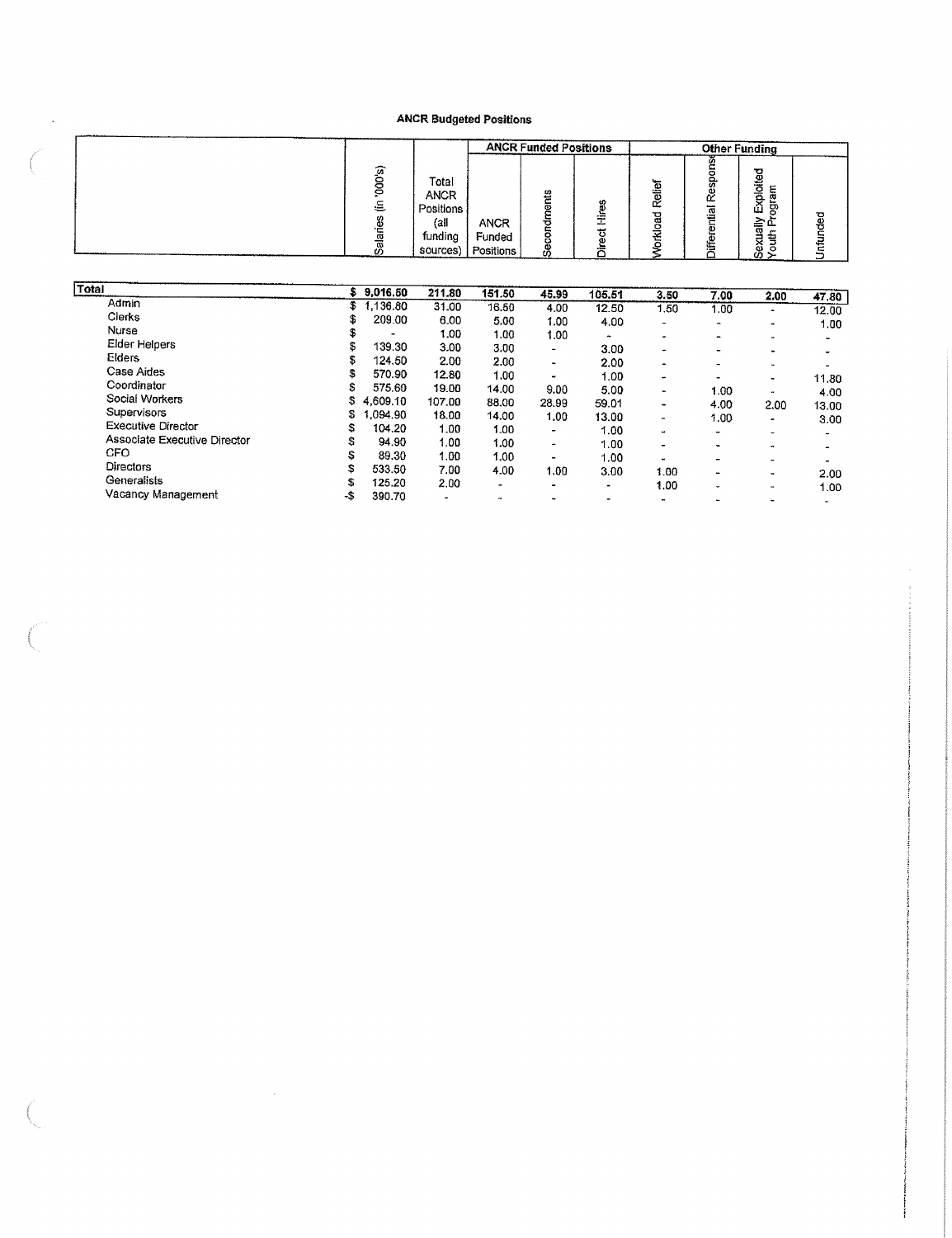**ANCR Budgeted Positions**

| | Salaries (in '000's) | Total ANCR Positions (all funding sources) | ANCR Funded Positions | | | Other Funding | | | |
|---|---|---|---|---|---|---|---|---|---|
| | | | ANCR Funded Positions | Secondments | Direct Hires | Workload Relief | Differential Response | Sexually Exploited Youth Program | Unfunded |
| **Total** | **$ 9,016.50** | **211.80** | **151.50** | **45.99** | **105.51** | **3.50** | **7.00** | **2.00** | **47.80** |
| Admin | $ 1,136.80 | 31.00 | 18.50 | 4.00 | 12.50 | 1.50 | 1.00 | - | 12.00 |
| Clerks | $ 209.00 | 6.00 | 5.00 | 1.00 | 4.00 | - | - | - | 1.00 |
| Nurse | $ - | 1.00 | 1.00 | 1.00 | - | - | - | - | - |
| Elder Helpers | $ 139.30 | 3.00 | 3.00 | - | 3.00 | - | - | - | - |
| Elders | $ 124.50 | 2.00 | 2.00 | - | 2.00 | - | - | - | - |
| Case Aides | $ 570.90 | 12.80 | 1.00 | - | 1.00 | - | - | - | 11.80 |
| Coordinator | $ 575.60 | 19.00 | 14.00 | 9.00 | 5.00 | - | 1.00 | - | 4.00 |
| Social Workers | $ 4,609.10 | 107.00 | 88.00 | 28.99 | 59.01 | - | 4.00 | 2.00 | 13.00 |
| Supervisors | $ 1,094.90 | 18.00 | 14.00 | 1.00 | 13.00 | - | 1.00 | - | 3.00 |
| Executive Director | $ 104.20 | 1.00 | 1.00 | - | 1.00 | - | - | - | - |
| Associate Executive Director | $ 94.90 | 1.00 | 1.00 | - | 1.00 | - | - | - | - |
| CFO | $ 89.30 | 1.00 | 1.00 | - | 1.00 | - | - | - | - |
| Directors | $ 533.50 | 7.00 | 4.00 | 1.00 | 3.00 | 1.00 | - | - | 2.00 |
| Generalists | $ 125.20 | 2.00 | - | - | - | 1.00 | - | - | 1.00 |
| Vacancy Management | -$ 390.70 | - | - | - | - | - | - | - | - |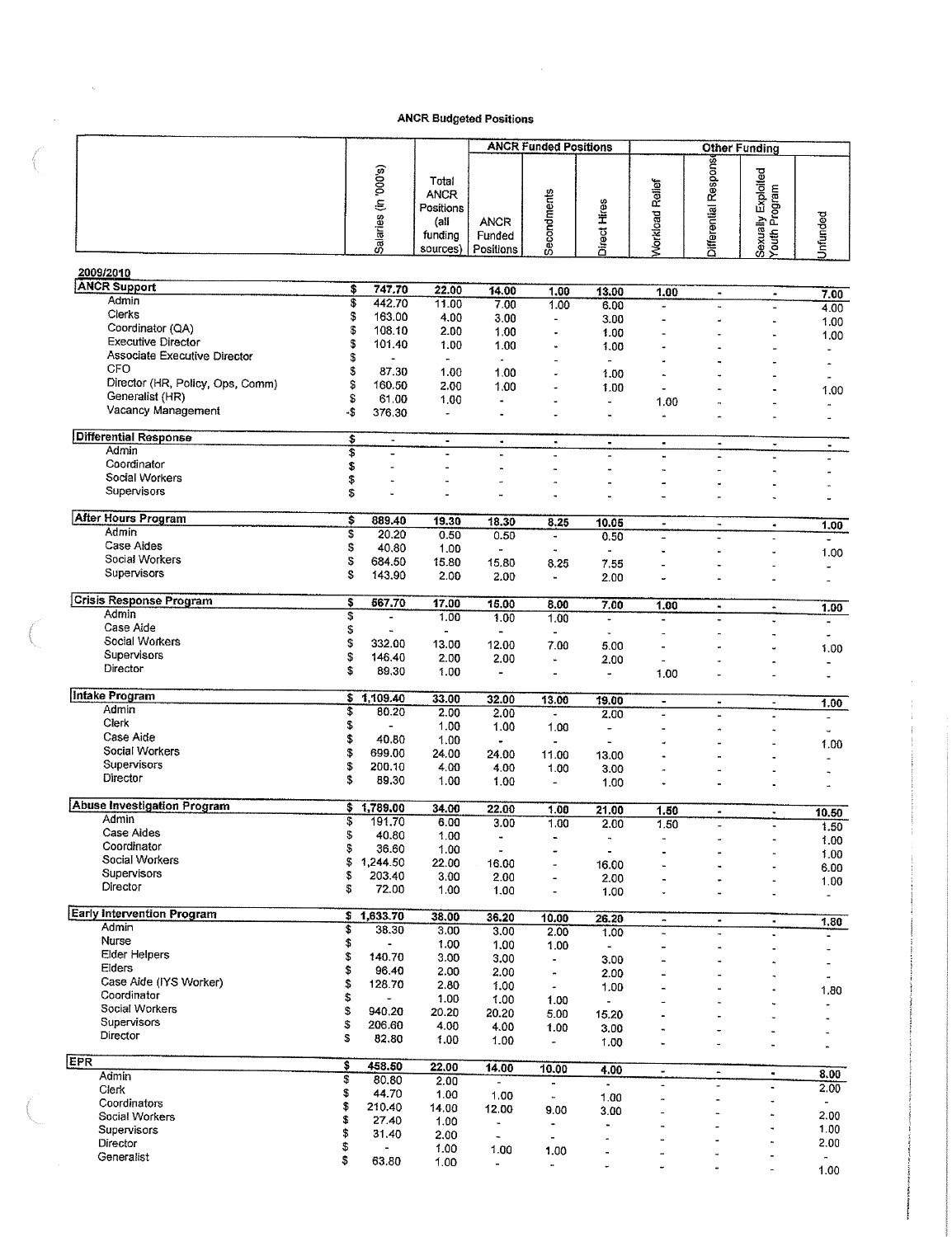**ANCR Budgeted Positions**

| | Salaries (in '000's) | Total ANCR Positions (all funding sources) | ANCR Funded Positions | | | Other Funding | | | |
|---|---|---|---|---|---|---|---|---|---|
| | | | ANCR Funded Positions | Secondments | Direct Hires | Workload Relief | Differential Response | Sexually Exploited Youth Program | Unfunded |
| **2009/2010** | | | | | | | | | |
| **ANCR Support** | $ 747.70 | 22.00 | 14.00 | 1.00 | 13.00 | 1.00 | - | - | 7.00 |
| Admin | $ 442.70 | 11.00 | 7.00 | 1.00 | 6.00 | - | - | - | 4.00 |
| Clerks | $ 163.00 | 4.00 | 3.00 | - | 3.00 | - | - | - | 1.00 |
| Coordinator (QA) | $ 108.10 | 2.00 | 1.00 | - | 1.00 | - | - | - | 1.00 |
| Executive Director | $ 101.40 | 1.00 | 1.00 | - | 1.00 | - | - | - | - |
| Associate Executive Director | $ - | - | - | - | - | - | - | - | - |
| CFO | $ 87.30 | 1.00 | 1.00 | - | 1.00 | - | - | - | - |
| Director (HR, Policy, Ops, Comm) | $ 160.50 | 2.00 | 1.00 | - | 1.00 | - | - | - | 1.00 |
| Generalist (HR) | $ 61.00 | 1.00 | - | - | - | 1.00 | - | - | - |
| Vacancy Management | -$ 376.30 | - | - | - | - | - | - | - | - |
| **Differential Response** | $ - | - | - | - | - | - | - | - | - |
| Admin | $ - | - | - | - | - | - | - | - | - |
| Coordinator | $ - | - | - | - | - | - | - | - | - |
| Social Workers | $ - | - | - | - | - | - | - | - | - |
| Supervisors | $ - | - | - | - | - | - | - | - | - |
| **After Hours Program** | $ 889.40 | 19.30 | 18.30 | 8.25 | 10.05 | - | - | - | 1.00 |
| Admin | $ 20.20 | 0.50 | 0.50 | - | 0.50 | - | - | - | - |
| Case Aides | $ 40.80 | 1.00 | - | - | - | - | - | - | 1.00 |
| Social Workers | $ 684.50 | 15.80 | 15.80 | 8.25 | 7.55 | - | - | - | - |
| Supervisors | $ 143.90 | 2.00 | 2.00 | - | 2.00 | - | - | - | - |
| **Crisis Response Program** | $ 567.70 | 17.00 | 15.00 | 8.00 | 7.00 | 1.00 | - | - | 1.00 |
| Admin | $ - | 1.00 | 1.00 | 1.00 | - | - | - | - | - |
| Case Aide | $ - | - | - | - | - | - | - | - | - |
| Social Workers | $ 332.00 | 13.00 | 12.00 | 7.00 | 5.00 | - | - | - | 1.00 |
| Supervisors | $ 146.40 | 2.00 | 2.00 | - | 2.00 | - | - | - | - |
| Director | $ 89.30 | 1.00 | - | - | - | 1.00 | - | - | - |
| **Intake Program** | $ 1,109.40 | 33.00 | 32.00 | 13.00 | 19.00 | - | - | - | 1.00 |
| Admin | $ 80.20 | 2.00 | 2.00 | - | 2.00 | - | - | - | - |
| Clerk | $ - | 1.00 | 1.00 | 1.00 | - | - | - | - | - |
| Case Aide | $ 40.80 | 1.00 | - | - | - | - | - | - | 1.00 |
| Social Workers | $ 699.00 | 24.00 | 24.00 | 11.00 | 13.00 | - | - | - | - |
| Supervisors | $ 200.10 | 4.00 | 4.00 | 1.00 | 3.00 | - | - | - | - |
| Director | $ 89.30 | 1.00 | 1.00 | - | 1.00 | - | - | - | - |
| **Abuse Investigation Program** | $ 1,789.00 | 34.00 | 22.00 | 1.00 | 21.00 | 1.50 | - | - | 10.50 |
| Admin | $ 191.70 | 6.00 | 3.00 | 1.00 | 2.00 | 1.50 | - | - | 1.50 |
| Case Aides | $ 40.80 | 1.00 | - | - | - | - | - | - | 1.00 |
| Coordinator | $ 36.60 | 1.00 | - | - | - | - | - | - | 1.00 |
| Social Workers | $ 1,244.50 | 22.00 | 16.00 | - | 16.00 | - | - | - | 6.00 |
| Supervisors | $ 203.40 | 3.00 | 2.00 | - | 2.00 | - | - | - | 1.00 |
| Director | $ 72.00 | 1.00 | 1.00 | - | 1.00 | - | - | - | - |
| **Early Intervention Program** | $ 1,633.70 | 38.00 | 36.20 | 10.00 | 26.20 | - | - | - | 1.80 |
| Admin | $ 38.30 | 3.00 | 3.00 | 2.00 | 1.00 | - | - | - | - |
| Nurse | $ - | 1.00 | 1.00 | 1.00 | - | - | - | - | - |
| Elder Helpers | $ 140.70 | 3.00 | 3.00 | - | 3.00 | - | - | - | - |
| Elders | $ 96.40 | 2.00 | 2.00 | - | 2.00 | - | - | - | - |
| Case Aide (IYS Worker) | $ 128.70 | 2.80 | 1.00 | - | 1.00 | - | - | - | 1.80 |
| Coordinator | $ - | 1.00 | 1.00 | 1.00 | - | - | - | - | - |
| Social Workers | $ 940.20 | 20.20 | 20.20 | 5.00 | 15.20 | - | - | - | - |
| Supervisors | $ 206.60 | 4.00 | 4.00 | 1.00 | 3.00 | - | - | - | - |
| Director | $ 82.80 | 1.00 | 1.00 | - | 1.00 | - | - | - | - |
| **EPR** | $ 458.50 | 22.00 | 14.00 | 10.00 | 4.00 | - | - | - | 8.00 |
| Admin | $ 80.80 | 2.00 | - | - | - | - | - | - | 2.00 |
| Clerk | $ 44.70 | 1.00 | 1.00 | - | 1.00 | - | - | - | - |
| Coordinators | $ 210.40 | 14.00 | 12.00 | 9.00 | 3.00 | - | - | - | 2.00 |
| Social Workers | $ 27.40 | 1.00 | - | - | - | - | - | - | 1.00 |
| Supervisors | $ 31.40 | 2.00 | - | - | - | - | - | - | 2.00 |
| Director | $ - | 1.00 | 1.00 | 1.00 | - | - | - | - | - |
| Generalist | $ 63.80 | 1.00 | - | - | - | - | - | - | 1.00 |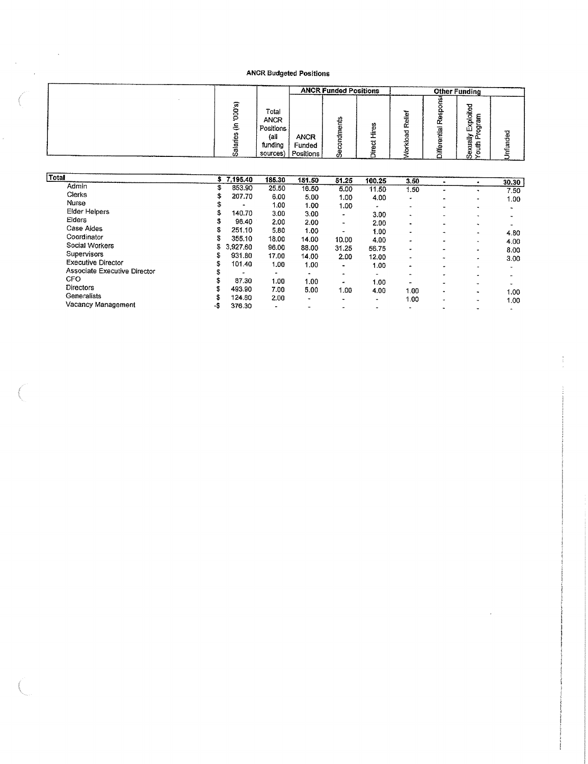**ANCR Budgeted Positions**

| | Salaries (in '000's) | Total ANCR Positions (all funding sources) | ANCR Funded Positions | | | Other Funding | | | |
|---|---|---|---|---|---|---|---|---|---|
| | | | ANCR Funded Positions | Secondments | Direct Hires | Workload Relief | Differential Response | Sexually Exploited Youth Program | Unfunded |
| **Total** | **$ 7,195.40** | **186.30** | **151.50** | **51.25** | **100.25** | **3.50** | **-** | **-** | **30.30** |
| Admin | $ 853.90 | 25.50 | 16.50 | 5.00 | 11.50 | 1.50 | - | - | 7.50 |
| Clerks | $ 207.70 | 6.00 | 5.00 | 1.00 | 4.00 | - | - | - | 1.00 |
| Nurse | $ - | 1.00 | 1.00 | 1.00 | - | - | - | - | - |
| Elder Helpers | $ 140.70 | 3.00 | 3.00 | - | 3.00 | - | - | - | - |
| Elders | $ 96.40 | 2.00 | 2.00 | - | 2.00 | - | - | - | - |
| Case Aides | $ 251.10 | 5.80 | 1.00 | - | 1.00 | - | - | - | 4.80 |
| Coordinator | $ 355.10 | 18.00 | 14.00 | 10.00 | 4.00 | - | - | - | 4.00 |
| Social Workers | $ 3,927.60 | 96.00 | 88.00 | 31.25 | 56.75 | - | - | - | 8.00 |
| Supervisors | $ 931.80 | 17.00 | 14.00 | 2.00 | 12.00 | - | - | - | 3.00 |
| Executive Director | $ 101.40 | 1.00 | 1.00 | - | 1.00 | - | - | - | - |
| Associate Executive Director | $ - | - | - | - | - | - | - | - | - |
| CFO | $ 87.30 | 1.00 | 1.00 | - | 1.00 | - | - | - | - |
| Directors | $ 493.90 | 7.00 | 5.00 | 1.00 | 4.00 | 1.00 | - | - | 1.00 |
| Generalists | $ 124.80 | 2.00 | - | - | - | 1.00 | - | - | 1.00 |
| Vacancy Management | -$ 376.30 | - | - | - | - | - | - | - | - |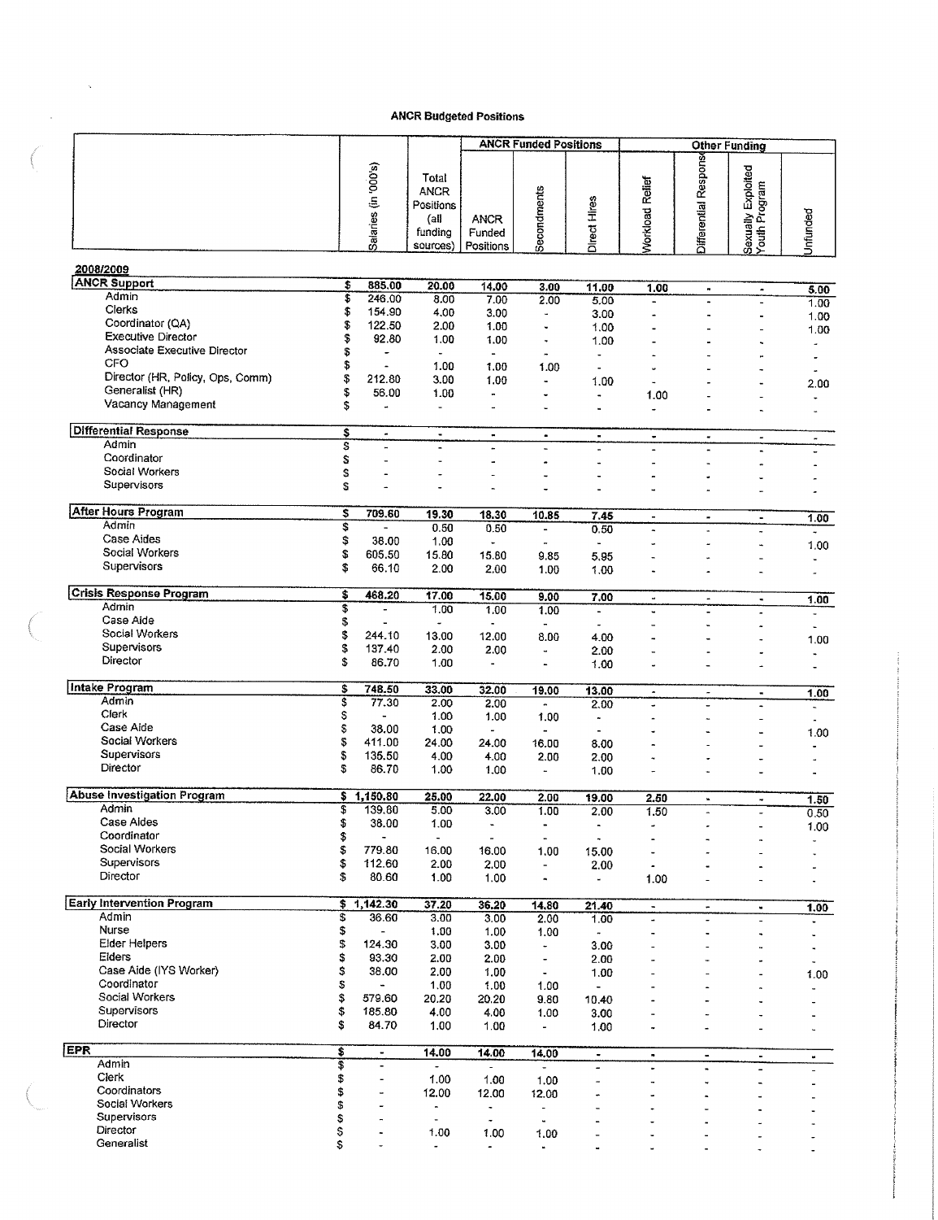## ANCR Budgeted Positions

| | Salaries (in '000's) | Total ANCR Positions (all funding sources) | ANCR Funded Positions | | | Other Funding | | | |
|---|---|---|---|---|---|---|---|---|---|
| | | | ANCR Funded Positions | Secondments | Direct Hires | Workload Relief | Differential Response | Sexually Exploited Youth Program | Unfunded |
| **2008/2009** | | | | | | | | | |
| **ANCR Support** | $ 885.00 | 20.00 | 14.00 | 3.00 | 11.00 | 1.00 | - | - | 5.00 |
| Admin | $ 246.00 | 8.00 | 7.00 | 2.00 | 5.00 | - | - | - | 1.00 |
| Clerks | $ 154.90 | 4.00 | 3.00 | - | 3.00 | - | - | - | 1.00 |
| Coordinator (QA) | $ 122.50 | 2.00 | 1.00 | - | 1.00 | - | - | - | 1.00 |
| Executive Director | $ 92.80 | 1.00 | 1.00 | - | 1.00 | - | - | - | - |
| Associate Executive Director | $ - | - | - | - | - | - | - | - | - |
| CFO | $ - | 1.00 | 1.00 | 1.00 | - | - | - | - | - |
| Director (HR, Policy, Ops, Comm) | $ 212.80 | 3.00 | 1.00 | - | 1.00 | - | - | - | 2.00 |
| Generalist (HR) | $ 56.00 | 1.00 | - | - | - | 1.00 | - | - | - |
| Vacancy Management | $ - | - | - | - | - | - | - | - | - |
| **Differential Response** | $ - | - | - | - | - | - | - | - | - |
| Admin | $ - | - | - | - | - | - | - | - | - |
| Coordinator | $ - | - | - | - | - | - | - | - | - |
| Social Workers | $ - | - | - | - | - | - | - | - | - |
| Supervisors | $ - | - | - | - | - | - | - | - | - |
| **After Hours Program** | $ 709.60 | 19.30 | 18.30 | 10.85 | 7.45 | - | - | - | 1.00 |
| Admin | $ - | 0.50 | 0.50 | - | 0.50 | - | - | - | - |
| Case Aides | $ 38.00 | 1.00 | - | - | - | - | - | - | 1.00 |
| Social Workers | $ 605.50 | 15.80 | 15.80 | 9.85 | 5.95 | - | - | - | - |
| Supervisors | $ 66.10 | 2.00 | 2.00 | 1.00 | 1.00 | - | - | - | - |
| **Crisis Response Program** | $ 468.20 | 17.00 | 15.00 | 9.00 | 7.00 | - | - | - | 1.00 |
| Admin | $ - | 1.00 | 1.00 | 1.00 | - | - | - | - | - |
| Case Aide | $ - | - | - | - | - | - | - | - | - |
| Social Workers | $ 244.10 | 13.00 | 12.00 | 8.00 | 4.00 | - | - | - | 1.00 |
| Supervisors | $ 137.40 | 2.00 | 2.00 | - | 2.00 | - | - | - | - |
| Director | $ 86.70 | 1.00 | - | - | 1.00 | - | - | - | - |
| **Intake Program** | $ 748.50 | 33.00 | 32.00 | 19.00 | 13.00 | - | - | - | 1.00 |
| Admin | $ 77.30 | 2.00 | 2.00 | - | 2.00 | - | - | - | - |
| Clerk | $ - | 1.00 | 1.00 | 1.00 | - | - | - | - | - |
| Case Aide | $ 38.00 | 1.00 | - | - | - | - | - | - | 1.00 |
| Social Workers | $ 411.00 | 24.00 | 24.00 | 16.00 | 8.00 | - | - | - | - |
| Supervisors | $ 135.50 | 4.00 | 4.00 | 2.00 | 2.00 | - | - | - | - |
| Director | $ 86.70 | 1.00 | 1.00 | - | 1.00 | - | - | - | - |
| **Abuse Investigation Program** | $ 1,150.80 | 25.00 | 22.00 | 2.00 | 19.00 | 2.50 | - | - | 1.50 |
| Admin | $ 139.80 | 5.00 | 3.00 | 1.00 | 2.00 | 1.50 | - | - | 0.50 |
| Case Aides | $ 38.00 | 1.00 | - | - | - | - | - | - | 1.00 |
| Coordinator | $ - | - | - | - | - | - | - | - | - |
| Social Workers | $ 779.80 | 16.00 | 16.00 | 1.00 | 15.00 | - | - | - | - |
| Supervisors | $ 112.60 | 2.00 | 2.00 | - | 2.00 | - | - | - | - |
| Director | $ 80.60 | 1.00 | 1.00 | - | - | 1.00 | - | - | - |
| **Early Intervention Program** | $ 1,142.30 | 37.20 | 36.20 | 14.80 | 21.40 | - | - | - | 1.00 |
| Admin | $ 36.60 | 3.00 | 3.00 | 2.00 | 1.00 | - | - | - | - |
| Nurse | $ - | 1.00 | 1.00 | 1.00 | - | - | - | - | - |
| Elder Helpers | $ 124.30 | 3.00 | 3.00 | - | 3.00 | - | - | - | - |
| Elders | $ 93.30 | 2.00 | 2.00 | - | 2.00 | - | - | - | - |
| Case Aide (IYS Worker) | $ 38.00 | 2.00 | 1.00 | - | 1.00 | - | - | - | 1.00 |
| Coordinator | $ - | 1.00 | 1.00 | 1.00 | - | - | - | - | - |
| Social Workers | $ 579.60 | 20.20 | 20.20 | 9.80 | 10.40 | - | - | - | - |
| Supervisors | $ 185.80 | 4.00 | 4.00 | 1.00 | 3.00 | - | - | - | - |
| Director | $ 84.70 | 1.00 | 1.00 | - | 1.00 | - | - | - | - |
| **EPR** | $ - | 14.00 | 14.00 | 14.00 | - | - | - | - | - |
| Admin | $ - | - | - | - | - | - | - | - | - |
| Clerk | $ - | 1.00 | 1.00 | 1.00 | - | - | - | - | - |
| Coordinators | $ - | 12.00 | 12.00 | 12.00 | - | - | - | - | - |
| Social Workers | $ - | - | - | - | - | - | - | - | - |
| Supervisors | $ - | - | - | - | - | - | - | - | - |
| Director | $ - | 1.00 | 1.00 | 1.00 | - | - | - | - | - |
| Generalist | $ - | - | - | - | - | - | - | - | - |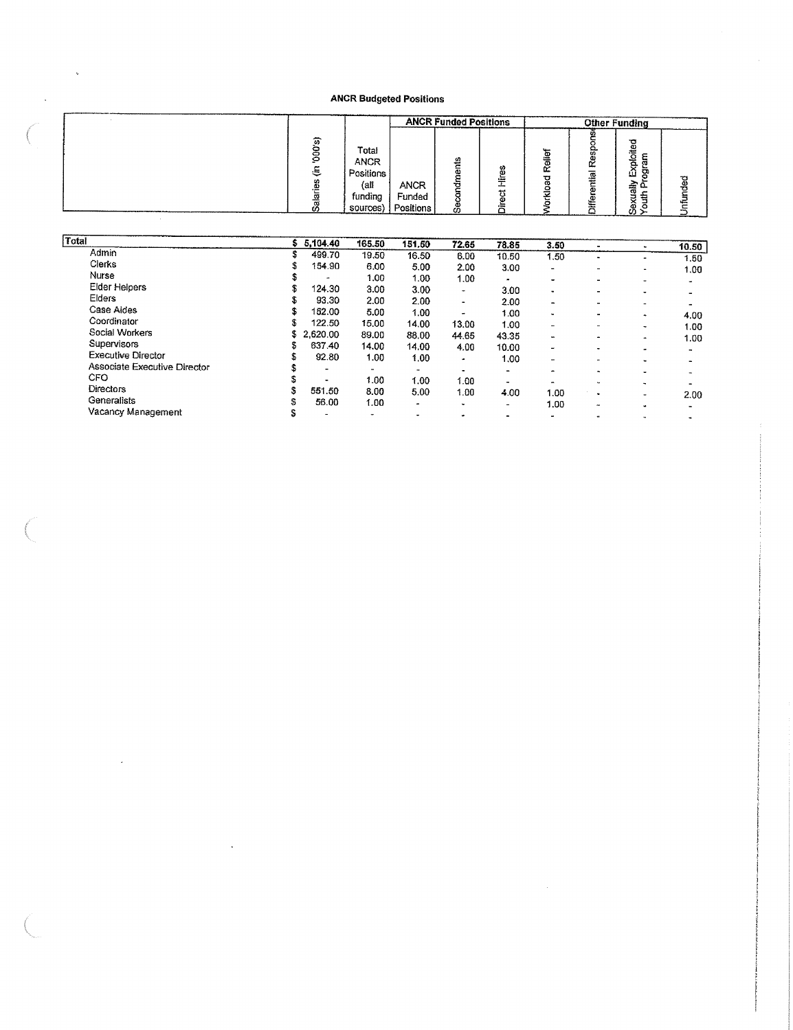### ANCR Budgeted Positions

| | Salaries (in '000's) | Total ANCR Positions (all funding sources) | ANCR Funded Positions | | | Other Funding | | | |
|---|---|---|---|---|---|---|---|---|---|
| | | | ANCR Funded Positions | Secondments | Direct Hires | Workload Relief | Differential Response | Sexually Exploited Youth Program | Unfunded |
| **Total** | **$ 5,104.40** | **165.50** | **151.50** | **72.65** | **78.85** | **3.50** | **-** | **-** | **10.50** |
| Admin | $ 499.70 | 19.50 | 16.50 | 6.00 | 10.50 | 1.50 | - | - | 1.50 |
| Clerks | $ 154.90 | 6.00 | 5.00 | 2.00 | 3.00 | - | - | - | 1.00 |
| Nurse | $ - | 1.00 | 1.00 | 1.00 | - | - | - | - | - |
| Elder Helpers | $ 124.30 | 3.00 | 3.00 | - | 3.00 | - | - | - | - |
| Elders | $ 93.30 | 2.00 | 2.00 | - | 2.00 | - | - | - | - |
| Case Aides | $ 152.00 | 5.00 | 1.00 | - | 1.00 | - | - | - | 4.00 |
| Coordinator | $ 122.50 | 15.00 | 14.00 | 13.00 | 1.00 | - | - | - | 1.00 |
| Social Workers | $ 2,620.00 | 89.00 | 88.00 | 44.65 | 43.35 | - | - | - | 1.00 |
| Supervisors | $ 637.40 | 14.00 | 14.00 | 4.00 | 10.00 | - | - | - | - |
| Executive Director | $ 92.80 | 1.00 | 1.00 | - | 1.00 | - | - | - | - |
| Associate Executive Director | $ - | - | - | - | - | - | - | - | - |
| CFO | $ - | 1.00 | 1.00 | 1.00 | - | - | - | - | - |
| Directors | $ 551.50 | 8.00 | 5.00 | 1.00 | 4.00 | 1.00 | - | - | 2.00 |
| Generalists | $ 56.00 | 1.00 | - | - | - | 1.00 | - | - | - |
| Vacancy Management | $ - | - | - | - | - | - | - | - | - |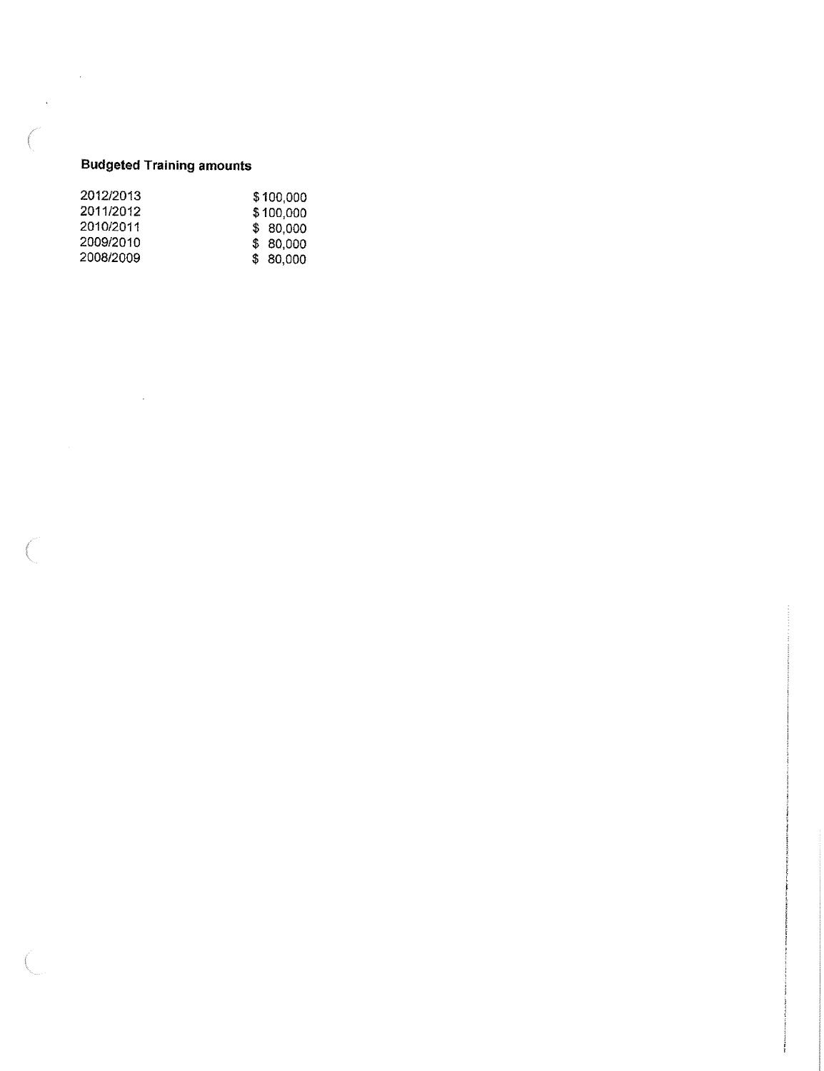**Budgeted Training amounts**

| | |
|---|---|
| 2012/2013 | $100,000 |
| 2011/2012 | $100,000 |
| 2010/2011 | $ 80,000 |
| 2009/2010 | $ 80,000 |
| 2008/2009 | $ 80,000 |